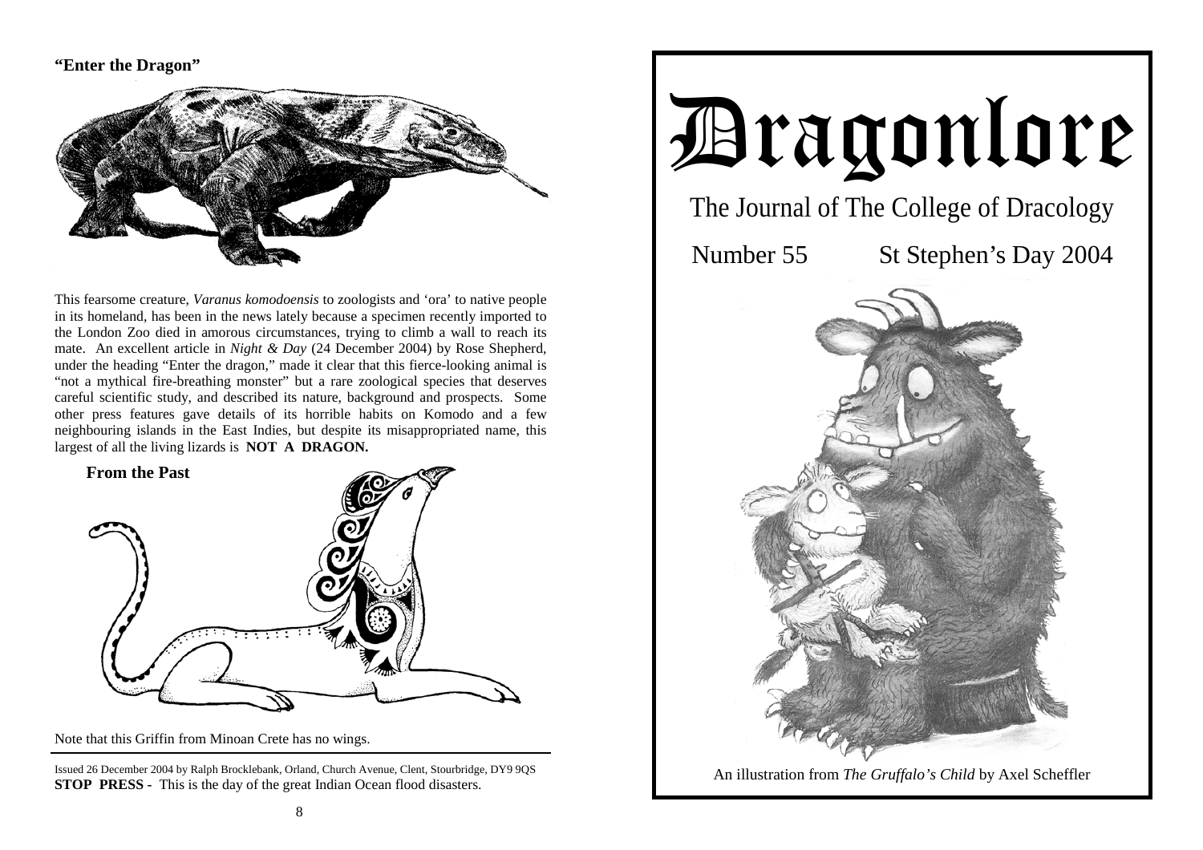**"Enter the Dragon"**

This fearsome creature, *Varanus komodoensis* to zoologists and 'ora' to native people in its homeland, has been in the news lately because a specimen recently imported to the London Zoo died in amorous circumstances, trying to climb a wall to reach its mate. An excellent article in *Night & Day* (24 December 2004) by Rose Shepherd, under the heading "Enter the dragon," made it clear that this fierce-looking animal is "not a mythical fire-breathing monster" but a rare zoological species that deserves careful scientific study, and described its nature, background and prospects. Some other press features gave details of its horrible habits on Komodo and a few neighbouring islands in the East Indies, but despite its misappropriated name, this largest of all the living lizards is **NOT A DRAGON.**

**From the Past**

Note that this Griffin from Minoan Crete has no wings.

Issued 26 December 2004 by Ralph Brocklebank, Orland, Church Avenue, Clent, Stourbridge, DY9 9QS
**STOP PRESS -** This is the day of the great Indian Ocean flood disasters.

# Dragonlore

The Journal of The College of Dracology

Number 55 St Stephen's Day 2004

An illustration from *The Gruffalo's Child* by Axel Scheffler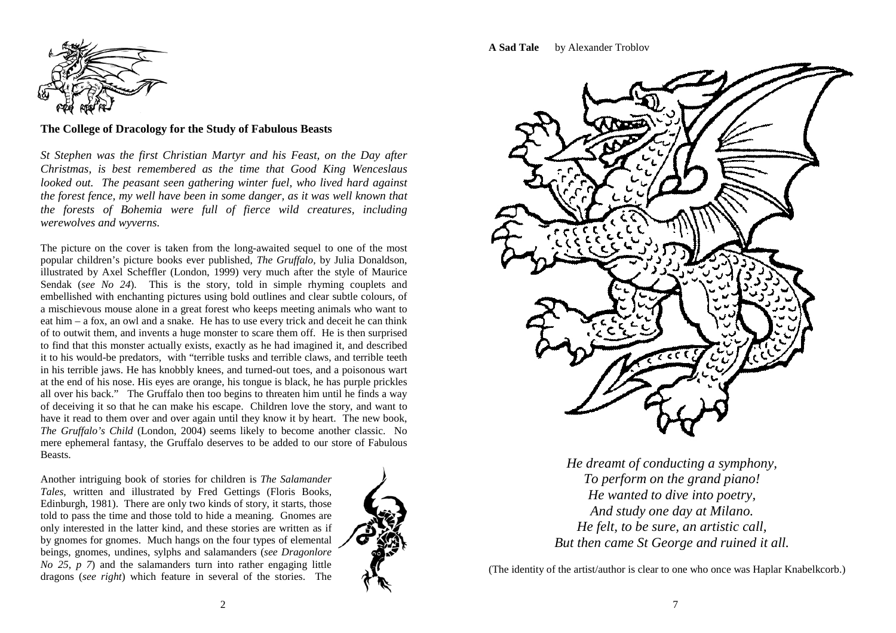## The College of Dracology for the Study of Fabulous Beasts

*St Stephen was the first Christian Martyr and his Feast, on the Day after Christmas, is best remembered as the time that Good King Wenceslaus looked out. The peasant seen gathering winter fuel, who lived hard against the forest fence, my well have been in some danger, as it was well known that the forests of Bohemia were full of fierce wild creatures, including werewolves and wyverns.*

The picture on the cover is taken from the long-awaited sequel to one of the most popular children's picture books ever published, *The Gruffalo*, by Julia Donaldson, illustrated by Axel Scheffler (London, 1999) very much after the style of Maurice Sendak (*see No 24*). This is the story, told in simple rhyming couplets and embellished with enchanting pictures using bold outlines and clear subtle colours, of a mischievous mouse alone in a great forest who keeps meeting animals who want to eat him – a fox, an owl and a snake. He has to use every trick and deceit he can think of to outwit them, and invents a huge monster to scare them off. He is then surprised to find that this monster actually exists, exactly as he had imagined it, and described it to his would-be predators, with "terrible tusks and terrible claws, and terrible teeth in his terrible jaws. He has knobbly knees, and turned-out toes, and a poisonous wart at the end of his nose. His eyes are orange, his tongue is black, he has purple prickles all over his back." The Gruffalo then too begins to threaten him until he finds a way of deceiving it so that he can make his escape. Children love the story, and want to have it read to them over and over again until they know it by heart. The new book, *The Gruffalo's Child* (London, 2004) seems likely to become another classic. No mere ephemeral fantasy, the Gruffalo deserves to be added to our store of Fabulous Beasts.

Another intriguing book of stories for children is *The Salamander Tales*, written and illustrated by Fred Gettings (Floris Books, Edinburgh, 1981). There are only two kinds of story, it starts, those told to pass the time and those told to hide a meaning. Gnomes are only interested in the latter kind, and these stories are written as if by gnomes for gnomes. Much hangs on the four types of elemental beings, gnomes, undines, sylphs and salamanders (*see Dragonlore No 25, p 7*) and the salamanders turn into rather engaging little dragons (*see right*) which feature in several of the stories. The

**A Sad Tale** by Alexander Troblov

*He dreamt of conducting a symphony,*
*To perform on the grand piano!*
*He wanted to dive into poetry,*
*And study one day at Milano.*
*He felt, to be sure, an artistic call,*
*But then came St George and ruined it all.*

(The identity of the artist/author is clear to one who once was Haplar Knabelkcorb.)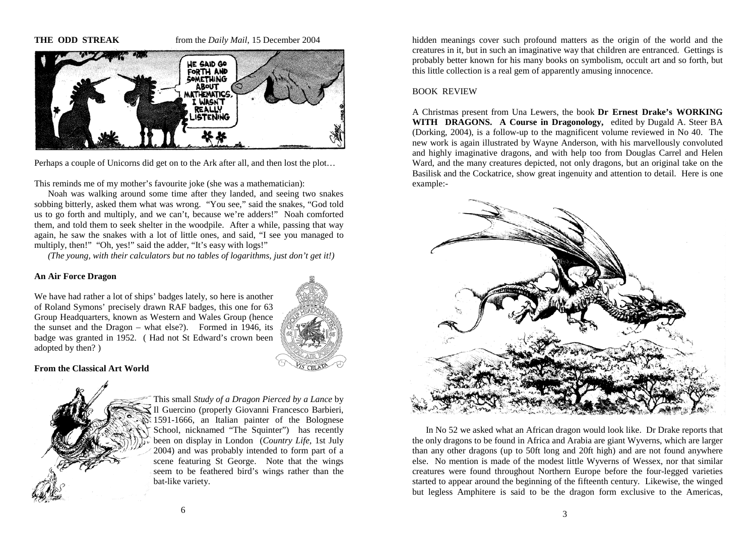**THE ODD STREAK** from the *Daily Mail*, 15 December 2004

Perhaps a couple of Unicorns did get on to the Ark after all, and then lost the plot…

This reminds me of my mother's favourite joke (she was a mathematician):

Noah was walking around some time after they landed, and seeing two snakes sobbing bitterly, asked them what was wrong. "You see," said the snakes, "God told us to go forth and multiply, and we can't, because we're adders!" Noah comforted them, and told them to seek shelter in the woodpile. After a while, passing that way again, he saw the snakes with a lot of little ones, and said, "I see you managed to multiply, then!" "Oh, yes!" said the adder, "It's easy with logs!"

*(The young, with their calculators but no tables of logarithms, just don't get it!)*

**An Air Force Dragon**

We have had rather a lot of ships' badges lately, so here is another of Roland Symons' precisely drawn RAF badges, this one for 63 Group Headquarters, known as Western and Wales Group (hence the sunset and the Dragon – what else?). Formed in 1946, its badge was granted in 1952. ( Had not St Edward's crown been adopted by then? )

**From the Classical Art World**

This small *Study of a Dragon Pierced by a Lance* by Il Guercino (properly Giovanni Francesco Barbieri, 1591-1666, an Italian painter of the Bolognese School, nicknamed "The Squinter") has recently been on display in London (*Country Life*, 1st July 2004) and was probably intended to form part of a scene featuring St George. Note that the wings seem to be feathered bird's wings rather than the bat-like variety.

hidden meanings cover such profound matters as the origin of the world and the creatures in it, but in such an imaginative way that children are entranced. Gettings is probably better known for his many books on symbolism, occult art and so forth, but this little collection is a real gem of apparently amusing innocence.

BOOK REVIEW

A Christmas present from Una Lewers, the book **Dr Ernest Drake's WORKING WITH DRAGONS. A Course in Dragonology,** edited by Dugald A. Steer BA (Dorking, 2004), is a follow-up to the magnificent volume reviewed in No 40. The new work is again illustrated by Wayne Anderson, with his marvellously convoluted and highly imaginative dragons, and with help too from Douglas Carrel and Helen Ward, and the many creatures depicted, not only dragons, but an original take on the Basilisk and the Cockatrice, show great ingenuity and attention to detail. Here is one example:-

In No 52 we asked what an African dragon would look like. Dr Drake reports that the only dragons to be found in Africa and Arabia are giant Wyverns, which are larger than any other dragons (up to 50ft long and 20ft high) and are not found anywhere else. No mention is made of the modest little Wyverns of Wessex, nor that similar creatures were found throughout Northern Europe before the four-legged varieties started to appear around the beginning of the fifteenth century. Likewise, the winged but legless Amphitere is said to be the dragon form exclusive to the Americas,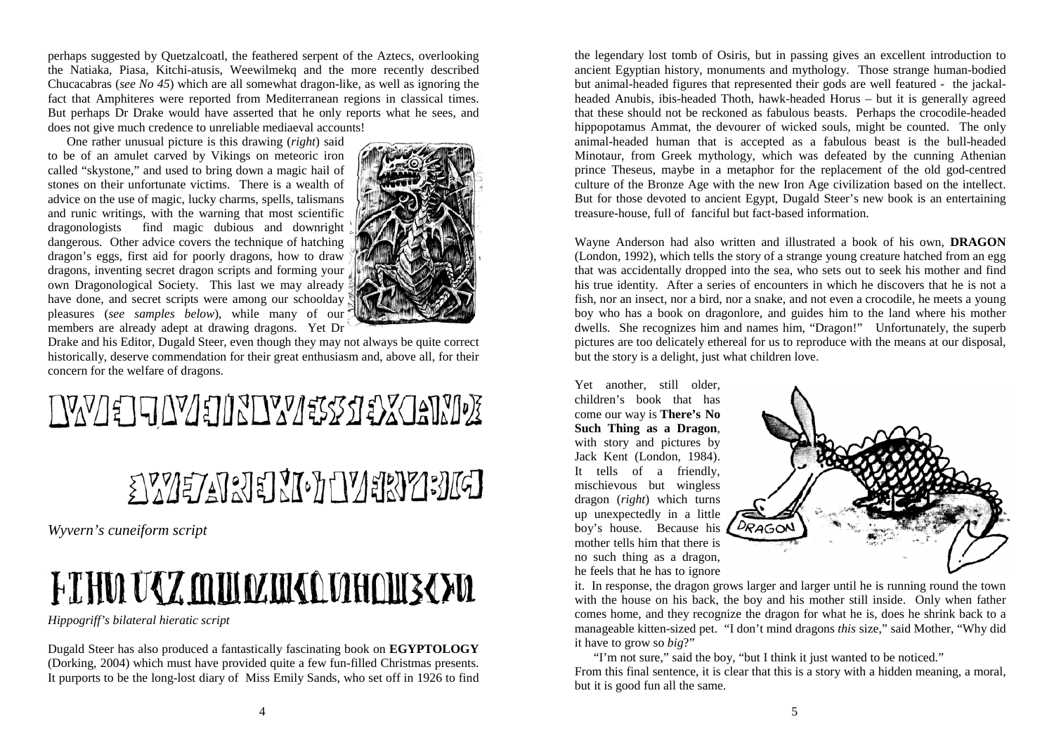perhaps suggested by Quetzalcoatl, the feathered serpent of the Aztecs, overlooking the Natiaka, Piasa, Kitchi-atusis, Weewilmekq and the more recently described Chucacabras (*see No 45*) which are all somewhat dragon-like, as well as ignoring the fact that Amphiteres were reported from Mediterranean regions in classical times. But perhaps Dr Drake would have asserted that he only reports what he sees, and does not give much credence to unreliable mediaeval accounts!

One rather unusual picture is this drawing (*right*) said to be of an amulet carved by Vikings on meteoric iron called "skystone," and used to bring down a magic hail of stones on their unfortunate victims. There is a wealth of advice on the use of magic, lucky charms, spells, talismans and runic writings, with the warning that most scientific dragonologists find magic dubious and downright dangerous. Other advice covers the technique of hatching dragon's eggs, first aid for poorly dragons, how to draw dragons, inventing secret dragon scripts and forming your own Dragonological Society. This last we may already have done, and secret scripts were among our schoolday pleasures (*see samples below*), while many of our members are already adept at drawing dragons. Yet Dr Drake and his Editor, Dugald Steer, even though they may not always be quite correct historically, deserve commendation for their great enthusiasm and, above all, for their concern for the welfare of dragons.

*Wyvern's cuneiform script*

*Hippogriff's bilateral hieratic script*

Dugald Steer has also produced a fantastically fascinating book on **EGYPTOLOGY** (Dorking, 2004) which must have provided quite a few fun-filled Christmas presents. It purports to be the long-lost diary of Miss Emily Sands, who set off in 1926 to find the legendary lost tomb of Osiris, but in passing gives an excellent introduction to ancient Egyptian history, monuments and mythology. Those strange human-bodied but animal-headed figures that represented their gods are well featured - the jackal-headed Anubis, ibis-headed Thoth, hawk-headed Horus – but it is generally agreed that these should not be reckoned as fabulous beasts. Perhaps the crocodile-headed hippopotamus Ammat, the devourer of wicked souls, might be counted. The only animal-headed human that is accepted as a fabulous beast is the bull-headed Minotaur, from Greek mythology, which was defeated by the cunning Athenian prince Theseus, maybe in a metaphor for the replacement of the old god-centred culture of the Bronze Age with the new Iron Age civilization based on the intellect. But for those devoted to ancient Egypt, Dugald Steer's new book is an entertaining treasure-house, full of fanciful but fact-based information.

Wayne Anderson had also written and illustrated a book of his own, **DRAGON** (London, 1992), which tells the story of a strange young creature hatched from an egg that was accidentally dropped into the sea, who sets out to seek his mother and find his true identity. After a series of encounters in which he discovers that he is not a fish, nor an insect, nor a bird, nor a snake, and not even a crocodile, he meets a young boy who has a book on dragonlore, and guides him to the land where his mother dwells. She recognizes him and names him, "Dragon!" Unfortunately, the superb pictures are too delicately ethereal for us to reproduce with the means at our disposal, but the story is a delight, just what children love.

Yet another, still older, children's book that has come our way is **There's No Such Thing as a Dragon**, with story and pictures by Jack Kent (London, 1984). It tells of a friendly, mischievous but wingless dragon (*right*) which turns up unexpectedly in a little boy's house. Because his mother tells him that there is no such thing as a dragon, he feels that he has to ignore it. In response, the dragon grows larger and larger until he is running round the town with the house on his back, the boy and his mother still inside. Only when father comes home, and they recognize the dragon for what he is, does he shrink back to a manageable kitten-sized pet. "I don't mind dragons *this* size," said Mother, "Why did it have to grow so *big*?"

"I'm not sure," said the boy, "but I think it just wanted to be noticed."

From this final sentence, it is clear that this is a story with a hidden meaning, a moral, but it is good fun all the same.